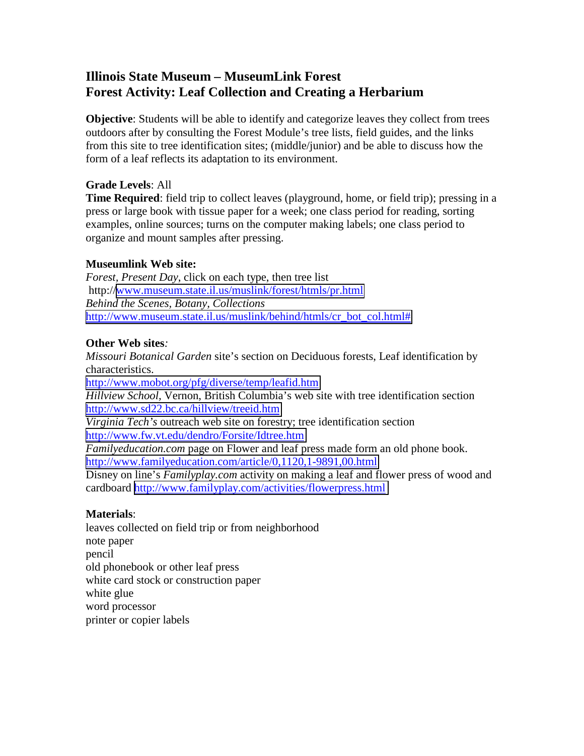# Illinois State Museum – MuseumLink Forest
# Forest Activity: Leaf Collection and Creating a Herbarium

**Objective**: Students will be able to identify and categorize leaves they collect from trees outdoors after by consulting the Forest Module's tree lists, field guides, and the links from this site to tree identification sites; (middle/junior) and be able to discuss how the form of a leaf reflects its adaptation to its environment.

**Grade Levels**: All
**Time Required**: field trip to collect leaves (playground, home, or field trip); pressing in a press or large book with tissue paper for a week; one class period for reading, sorting examples, online sources; turns on the computer making labels; one class period to organize and mount samples after pressing.

**Museumlink Web site:**
*Forest, Present Day*, click on each type, then tree list
http://www.museum.state.il.us/muslink/forest/htmls/pr.html
*Behind the Scenes, Botany, Collections*
http://www.museum.state.il.us/muslink/behind/htmls/cr_bot_col.html#

**Other Web sites***:*
*Missouri Botanical Garden* site's section on Deciduous forests, Leaf identification by characteristics.
http://www.mobot.org/pfg/diverse/temp/leafid.htm
*Hillview School,* Vernon, British Columbia's web site with tree identification section
http://www.sd22.bc.ca/hillview/treeid.htm
*Virginia Tech's* outreach web site on forestry; tree identification section
http://www.fw.vt.edu/dendro/Forsite/Idtree.htm
*Familyeducation.com* page on Flower and leaf press made form an old phone book.
http://www.familyeducation.com/article/0,1120,1-9891,00.html
Disney on line's *Familyplay.com* activity on making a leaf and flower press of wood and cardboard http://www.familyplay.com/activities/flowerpress.html

**Materials**:
leaves collected on field trip or from neighborhood
note paper
pencil
old phonebook or other leaf press
white card stock or construction paper
white glue
word processor
printer or copier labels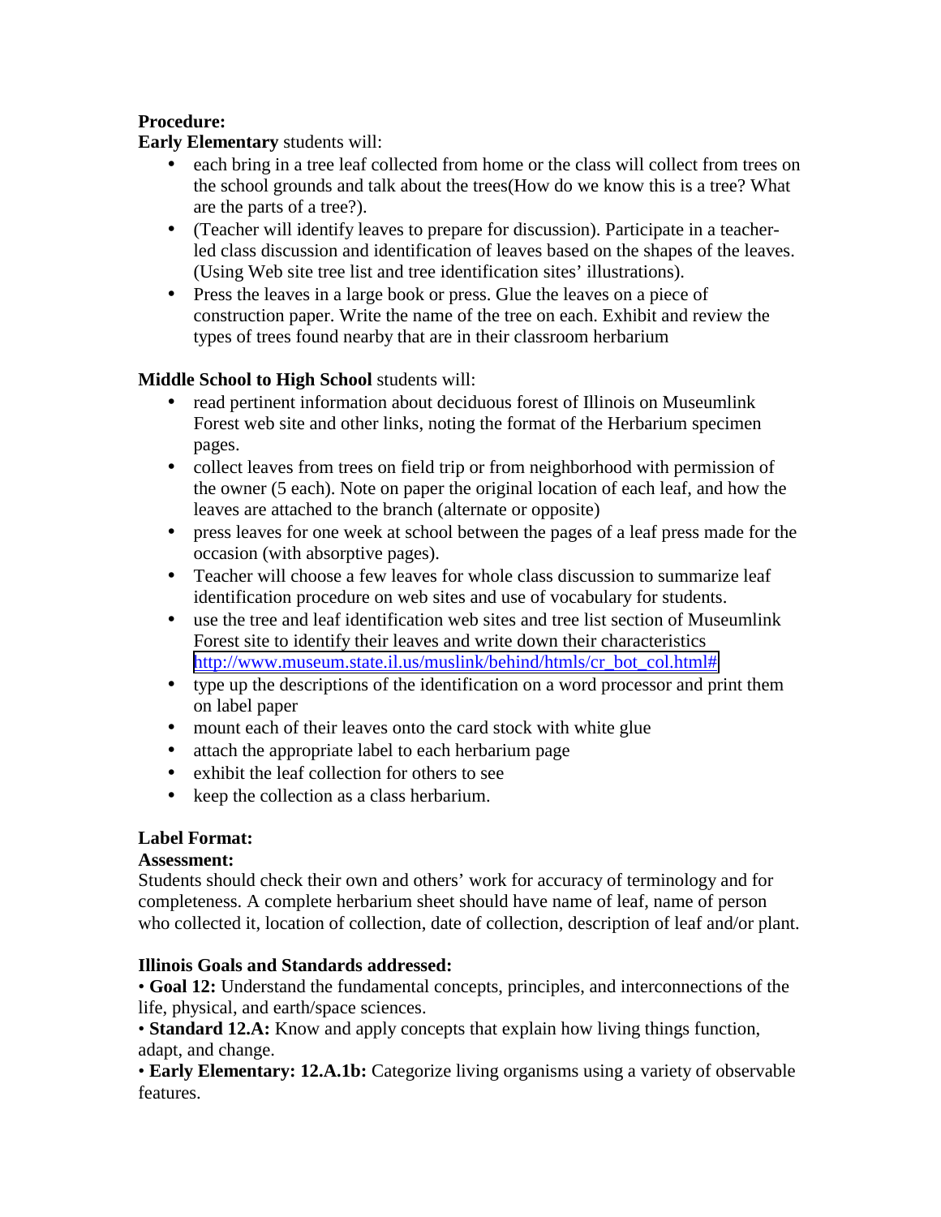**Procedure:**

**Early Elementary** students will:

- each bring in a tree leaf collected from home or the class will collect from trees on the school grounds and talk about the trees(How do we know this is a tree? What are the parts of a tree?).
- (Teacher will identify leaves to prepare for discussion). Participate in a teacher-led class discussion and identification of leaves based on the shapes of the leaves. (Using Web site tree list and tree identification sites' illustrations).
- Press the leaves in a large book or press. Glue the leaves on a piece of construction paper. Write the name of the tree on each. Exhibit and review the types of trees found nearby that are in their classroom herbarium

**Middle School to High School** students will:

- read pertinent information about deciduous forest of Illinois on Museumlink Forest web site and other links, noting the format of the Herbarium specimen pages.
- collect leaves from trees on field trip or from neighborhood with permission of the owner (5 each). Note on paper the original location of each leaf, and how the leaves are attached to the branch (alternate or opposite)
- press leaves for one week at school between the pages of a leaf press made for the occasion (with absorptive pages).
- Teacher will choose a few leaves for whole class discussion to summarize leaf identification procedure on web sites and use of vocabulary for students.
- use the tree and leaf identification web sites and tree list section of Museumlink Forest site to identify their leaves and write down their characteristics http://www.museum.state.il.us/muslink/behind/htmls/cr_bot_col.html#
- type up the descriptions of the identification on a word processor and print them on label paper
- mount each of their leaves onto the card stock with white glue
- attach the appropriate label to each herbarium page
- exhibit the leaf collection for others to see
- keep the collection as a class herbarium.

**Label Format:**

**Assessment:**

Students should check their own and others' work for accuracy of terminology and for completeness. A complete herbarium sheet should have name of leaf, name of person who collected it, location of collection, date of collection, description of leaf and/or plant.

**Illinois Goals and Standards addressed:**

• **Goal 12:** Understand the fundamental concepts, principles, and interconnections of the life, physical, and earth/space sciences.

• **Standard 12.A:** Know and apply concepts that explain how living things function, adapt, and change.

• **Early Elementary: 12.A.1b:** Categorize living organisms using a variety of observable features.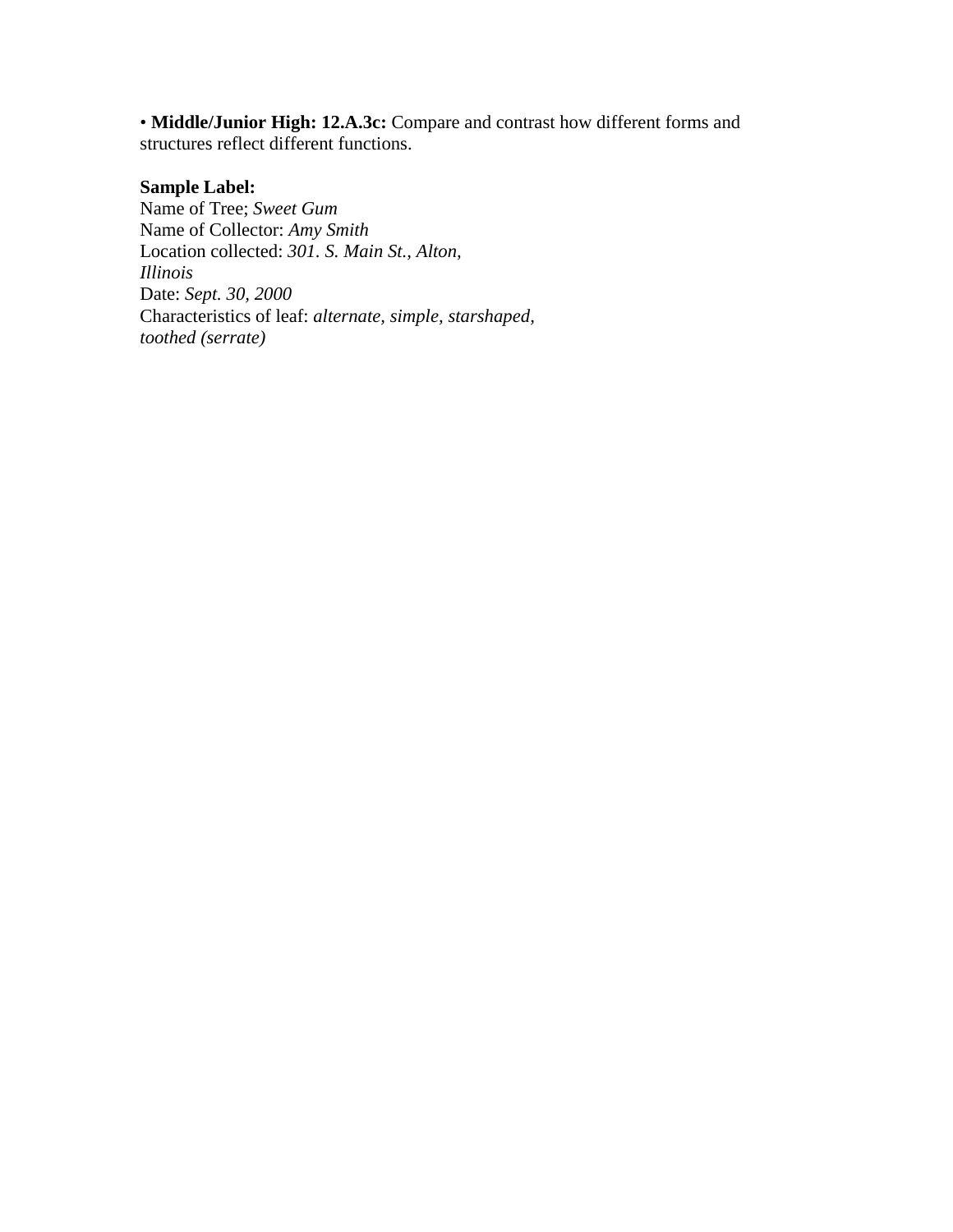- **Middle/Junior High: 12.A.3c:** Compare and contrast how different forms and structures reflect different functions.

**Sample Label:**
Name of Tree; *Sweet Gum*
Name of Collector: *Amy Smith*
Location collected: *301. S. Main St., Alton, Illinois*
Date: *Sept. 30, 2000*
Characteristics of leaf: *alternate, simple, starshaped, toothed (serrate)*